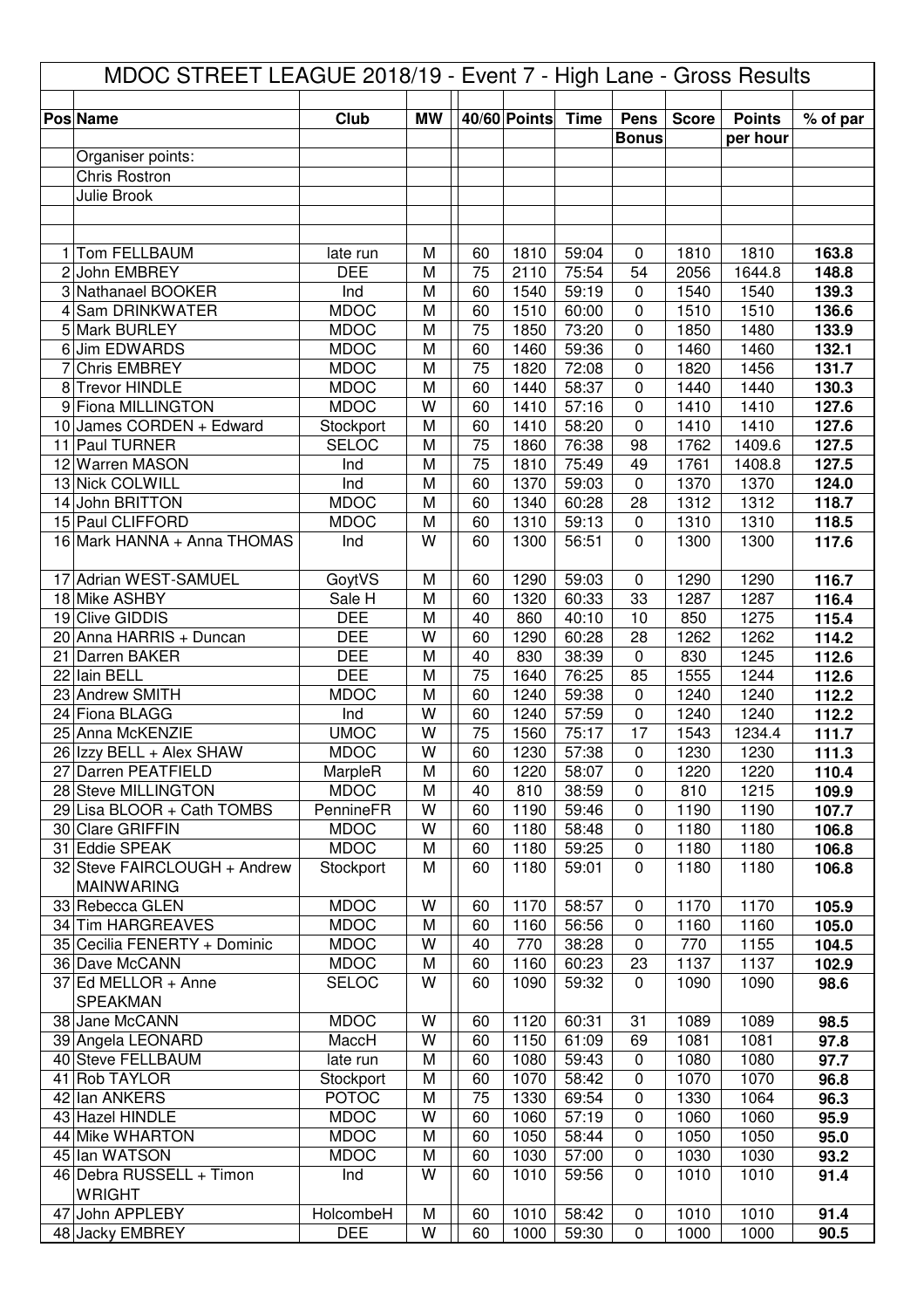# MDOC STREET LEAGUE 2018/19 - Event 7 - High Lane - Gross Results

| Pos | Name | Club | MW | 40/60 | Points | Time | Pens Bonus | Score | Points per hour | % of par |
|---|---|---|---|---|---|---|---|---|---|---|
| | Organiser points: | | | | | | | | | |
| | Chris Rostron | | | | | | | | | |
| | Julie Brook | | | | | | | | | |
| 1 | Tom FELLBAUM | late run | M | 60 | 1810 | 59:04 | 0 | 1810 | 1810 | 163.8 |
| 2 | John EMBREY | DEE | M | 75 | 2110 | 75:54 | 54 | 2056 | 1644.8 | 148.8 |
| 3 | Nathanael BOOKER | Ind | M | 60 | 1540 | 59:19 | 0 | 1540 | 1540 | 139.3 |
| 4 | Sam DRINKWATER | MDOC | M | 60 | 1510 | 60:00 | 0 | 1510 | 1510 | 136.6 |
| 5 | Mark BURLEY | MDOC | M | 75 | 1850 | 73:20 | 0 | 1850 | 1480 | 133.9 |
| 6 | Jim EDWARDS | MDOC | M | 60 | 1460 | 59:36 | 0 | 1460 | 1460 | 132.1 |
| 7 | Chris EMBREY | MDOC | M | 75 | 1820 | 72:08 | 0 | 1820 | 1456 | 131.7 |
| 8 | Trevor HINDLE | MDOC | M | 60 | 1440 | 58:37 | 0 | 1440 | 1440 | 130.3 |
| 9 | Fiona MILLINGTON | MDOC | W | 60 | 1410 | 57:16 | 0 | 1410 | 1410 | 127.6 |
| 10 | James CORDEN + Edward | Stockport | M | 60 | 1410 | 58:20 | 0 | 1410 | 1410 | 127.6 |
| 11 | Paul TURNER | SELOC | M | 75 | 1860 | 76:38 | 98 | 1762 | 1409.6 | 127.5 |
| 12 | Warren MASON | Ind | M | 75 | 1810 | 75:49 | 49 | 1761 | 1408.8 | 127.5 |
| 13 | Nick COLWILL | Ind | M | 60 | 1370 | 59:03 | 0 | 1370 | 1370 | 124.0 |
| 14 | John BRITTON | MDOC | M | 60 | 1340 | 60:28 | 28 | 1312 | 1312 | 118.7 |
| 15 | Paul CLIFFORD | MDOC | M | 60 | 1310 | 59:13 | 0 | 1310 | 1310 | 118.5 |
| 16 | Mark HANNA + Anna THOMAS | Ind | W | 60 | 1300 | 56:51 | 0 | 1300 | 1300 | 117.6 |
| 17 | Adrian WEST-SAMUEL | GoytVS | M | 60 | 1290 | 59:03 | 0 | 1290 | 1290 | 116.7 |
| 18 | Mike ASHBY | Sale H | M | 60 | 1320 | 60:33 | 33 | 1287 | 1287 | 116.4 |
| 19 | Clive GIDDIS | DEE | M | 40 | 860 | 40:10 | 10 | 850 | 1275 | 115.4 |
| 20 | Anna HARRIS + Duncan | DEE | W | 60 | 1290 | 60:28 | 28 | 1262 | 1262 | 114.2 |
| 21 | Darren BAKER | DEE | M | 40 | 830 | 38:39 | 0 | 830 | 1245 | 112.6 |
| 22 | Iain BELL | DEE | M | 75 | 1640 | 76:25 | 85 | 1555 | 1244 | 112.6 |
| 23 | Andrew SMITH | MDOC | M | 60 | 1240 | 59:38 | 0 | 1240 | 1240 | 112.2 |
| 24 | Fiona BLAGG | Ind | W | 60 | 1240 | 57:59 | 0 | 1240 | 1240 | 112.2 |
| 25 | Anna McKENZIE | UMOC | W | 75 | 1560 | 75:17 | 17 | 1543 | 1234.4 | 111.7 |
| 26 | Izzy BELL + Alex SHAW | MDOC | W | 60 | 1230 | 57:38 | 0 | 1230 | 1230 | 111.3 |
| 27 | Darren PEATFIELD | MarpleR | M | 60 | 1220 | 58:07 | 0 | 1220 | 1220 | 110.4 |
| 28 | Steve MILLINGTON | MDOC | M | 40 | 810 | 38:59 | 0 | 810 | 1215 | 109.9 |
| 29 | Lisa BLOOR + Cath TOMBS | PennineFR | W | 60 | 1190 | 59:46 | 0 | 1190 | 1190 | 107.7 |
| 30 | Clare GRIFFIN | MDOC | W | 60 | 1180 | 58:48 | 0 | 1180 | 1180 | 106.8 |
| 31 | Eddie SPEAK | MDOC | M | 60 | 1180 | 59:25 | 0 | 1180 | 1180 | 106.8 |
| 32 | Steve FAIRCLOUGH + Andrew MAINWARING | Stockport | M | 60 | 1180 | 59:01 | 0 | 1180 | 1180 | 106.8 |
| 33 | Rebecca GLEN | MDOC | W | 60 | 1170 | 58:57 | 0 | 1170 | 1170 | 105.9 |
| 34 | Tim HARGREAVES | MDOC | M | 60 | 1160 | 56:56 | 0 | 1160 | 1160 | 105.0 |
| 35 | Cecilia FENERTY + Dominic | MDOC | W | 40 | 770 | 38:28 | 0 | 770 | 1155 | 104.5 |
| 36 | Dave McCANN | MDOC | M | 60 | 1160 | 60:23 | 23 | 1137 | 1137 | 102.9 |
| 37 | Ed MELLOR + Anne SPEAKMAN | SELOC | W | 60 | 1090 | 59:32 | 0 | 1090 | 1090 | 98.6 |
| 38 | Jane McCANN | MDOC | W | 60 | 1120 | 60:31 | 31 | 1089 | 1089 | 98.5 |
| 39 | Angela LEONARD | MaccH | W | 60 | 1150 | 61:09 | 69 | 1081 | 1081 | 97.8 |
| 40 | Steve FELLBAUM | late run | M | 60 | 1080 | 59:43 | 0 | 1080 | 1080 | 97.7 |
| 41 | Rob TAYLOR | Stockport | M | 60 | 1070 | 58:42 | 0 | 1070 | 1070 | 96.8 |
| 42 | Ian ANKERS | POTOC | M | 75 | 1330 | 69:54 | 0 | 1330 | 1064 | 96.3 |
| 43 | Hazel HINDLE | MDOC | W | 60 | 1060 | 57:19 | 0 | 1060 | 1060 | 95.9 |
| 44 | Mike WHARTON | MDOC | M | 60 | 1050 | 58:44 | 0 | 1050 | 1050 | 95.0 |
| 45 | Ian WATSON | MDOC | M | 60 | 1030 | 57:00 | 0 | 1030 | 1030 | 93.2 |
| 46 | Debra RUSSELL + Timon WRIGHT | Ind | W | 60 | 1010 | 59:56 | 0 | 1010 | 1010 | 91.4 |
| 47 | John APPLEBY | HolcombeH | M | 60 | 1010 | 58:42 | 0 | 1010 | 1010 | 91.4 |
| 48 | Jacky EMBREY | DEE | W | 60 | 1000 | 59:30 | 0 | 1000 | 1000 | 90.5 |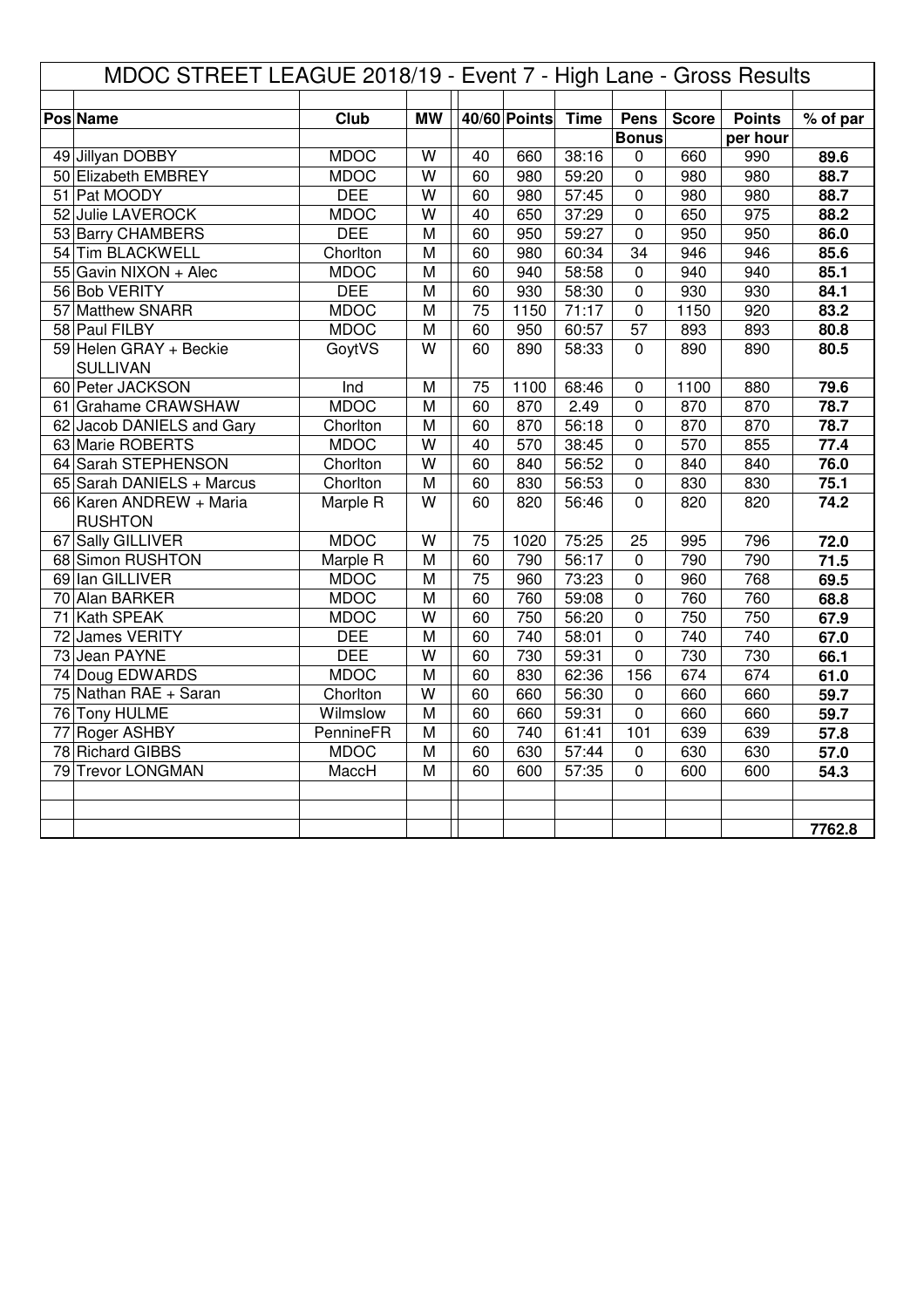# MDOC STREET LEAGUE 2018/19 - Event 7 - High Lane - Gross Results

| Pos | Name | Club | MW | 40/60 | Points | Time | Pens Bonus | Score | Points per hour | % of par |
|---|---|---|---|---|---|---|---|---|---|---|
| 49 | Jillyan DOBBY | MDOC | W | 40 | 660 | 38:16 | 0 | 660 | 990 | **89.6** |
| 50 | Elizabeth EMBREY | MDOC | W | 60 | 980 | 59:20 | 0 | 980 | 980 | **88.7** |
| 51 | Pat MOODY | DEE | W | 60 | 980 | 57:45 | 0 | 980 | 980 | **88.7** |
| 52 | Julie LAVEROCK | MDOC | W | 40 | 650 | 37:29 | 0 | 650 | 975 | **88.2** |
| 53 | Barry CHAMBERS | DEE | M | 60 | 950 | 59:27 | 0 | 950 | 950 | **86.0** |
| 54 | Tim BLACKWELL | Chorlton | M | 60 | 980 | 60:34 | 34 | 946 | 946 | **85.6** |
| 55 | Gavin NIXON + Alec | MDOC | M | 60 | 940 | 58:58 | 0 | 940 | 940 | **85.1** |
| 56 | Bob VERITY | DEE | M | 60 | 930 | 58:30 | 0 | 930 | 930 | **84.1** |
| 57 | Matthew SNARR | MDOC | M | 75 | 1150 | 71:17 | 0 | 1150 | 920 | **83.2** |
| 58 | Paul FILBY | MDOC | M | 60 | 950 | 60:57 | 57 | 893 | 893 | **80.8** |
| 59 | Helen GRAY + Beckie SULLIVAN | GoytVS | W | 60 | 890 | 58:33 | 0 | 890 | 890 | **80.5** |
| 60 | Peter JACKSON | Ind | M | 75 | 1100 | 68:46 | 0 | 1100 | 880 | **79.6** |
| 61 | Grahame CRAWSHAW | MDOC | M | 60 | 870 | 2.49 | 0 | 870 | 870 | **78.7** |
| 62 | Jacob DANIELS and Gary | Chorlton | M | 60 | 870 | 56:18 | 0 | 870 | 870 | **78.7** |
| 63 | Marie ROBERTS | MDOC | W | 40 | 570 | 38:45 | 0 | 570 | 855 | **77.4** |
| 64 | Sarah STEPHENSON | Chorlton | W | 60 | 840 | 56:52 | 0 | 840 | 840 | **76.0** |
| 65 | Sarah DANIELS + Marcus | Chorlton | M | 60 | 830 | 56:53 | 0 | 830 | 830 | **75.1** |
| 66 | Karen ANDREW + Maria RUSHTON | Marple R | W | 60 | 820 | 56:46 | 0 | 820 | 820 | **74.2** |
| 67 | Sally GILLIVER | MDOC | W | 75 | 1020 | 75:25 | 25 | 995 | 796 | **72.0** |
| 68 | Simon RUSHTON | Marple R | M | 60 | 790 | 56:17 | 0 | 790 | 790 | **71.5** |
| 69 | Ian GILLIVER | MDOC | M | 75 | 960 | 73:23 | 0 | 960 | 768 | **69.5** |
| 70 | Alan BARKER | MDOC | M | 60 | 760 | 59:08 | 0 | 760 | 760 | **68.8** |
| 71 | Kath SPEAK | MDOC | W | 60 | 750 | 56:20 | 0 | 750 | 750 | **67.9** |
| 72 | James VERITY | DEE | M | 60 | 740 | 58:01 | 0 | 740 | 740 | **67.0** |
| 73 | Jean PAYNE | DEE | W | 60 | 730 | 59:31 | 0 | 730 | 730 | **66.1** |
| 74 | Doug EDWARDS | MDOC | M | 60 | 830 | 62:36 | 156 | 674 | 674 | **61.0** |
| 75 | Nathan RAE + Saran | Chorlton | W | 60 | 660 | 56:30 | 0 | 660 | 660 | **59.7** |
| 76 | Tony HULME | Wilmslow | M | 60 | 660 | 59:31 | 0 | 660 | 660 | **59.7** |
| 77 | Roger ASHBY | PennineFR | M | 60 | 740 | 61:41 | 101 | 639 | 639 | **57.8** |
| 78 | Richard GIBBS | MDOC | M | 60 | 630 | 57:44 | 0 | 630 | 630 | **57.0** |
| 79 | Trevor LONGMAN | MaccH | M | 60 | 600 | 57:35 | 0 | 600 | 600 | **54.3** |
| | | | | | | | | | | |
| | | | | | | | | | | **7762.8** |